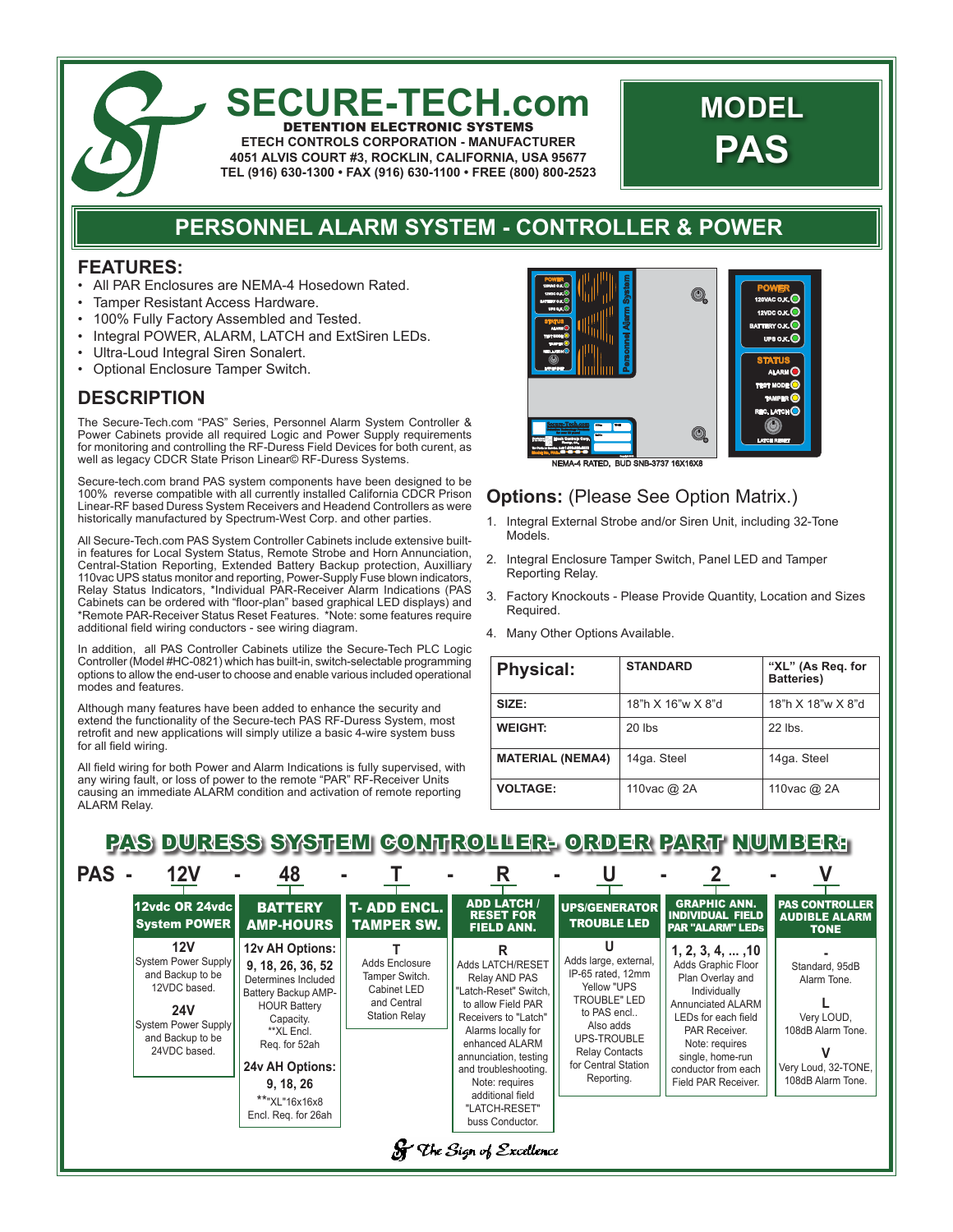# SECURE-TECH.com

**DETENTION ELECTRONIC SYSTEMS**
**ETECH CONTROLS CORPORATION - MANUFACTURER**
**4051 ALVIS COURT #3, ROCKLIN, CALIFORNIA, USA 95677**
**TEL (916) 630-1300 • FAX (916) 630-1100 • FREE (800) 800-2523**

# MODEL PAS

## PERSONNEL ALARM SYSTEM - CONTROLLER & POWER

## FEATURES:

- All PAR Enclosures are NEMA-4 Hosedown Rated.
- Tamper Resistant Access Hardware.
- 100% Fully Factory Assembled and Tested.
- Integral POWER, ALARM, LATCH and ExtSiren LEDs.
- Ultra-Loud Integral Siren Sonalert.
- Optional Enclosure Tamper Switch.

## DESCRIPTION

The Secure-Tech.com "PAS" Series, Personnel Alarm System Controller & Power Cabinets provide all required Logic and Power Supply requirements for monitoring and controlling the RF-Duress Field Devices for both curent, as well as legacy CDCR State Prison Linear© RF-Duress Systems.

Secure-tech.com brand PAS system components have been designed to be 100% reverse compatible with all currently installed California CDCR Prison Linear-RF based Duress System Receivers and Headend Controllers as were historically manufactured by Spectrum-West Corp. and other parties.

All Secure-Tech.com PAS System Controller Cabinets include extensive built-in features for Local System Status, Remote Strobe and Horn Annunciation, Central-Station Reporting, Extended Battery Backup protection, Auxilliary 110vac UPS status monitor and reporting, Power-Supply Fuse blown indicators, Relay Status Indicators, *Individual PAR-Receiver Alarm Indications (PAS Cabinets can be ordered with "floor-plan" based graphical LED displays) and *Remote PAR-Receiver Status Reset Features. *Note: some features require additional field wiring conductors - see wiring diagram.

In addition, all PAS Controller Cabinets utilize the Secure-Tech PLC Logic Controller (Model #HC-0821) which has built-in, switch-selectable programming options to allow the end-user to choose and enable various included operational modes and features.

Although many features have been added to enhance the security and extend the functionality of the Secure-tech PAS RF-Duress System, most retrofit and new applications will simply utilize a basic 4-wire system buss for all field wiring.

All field wiring for both Power and Alarm Indications is fully supervised, with any wiring fault, or loss of power to the remote "PAR" RF-Receiver Units causing an immediate ALARM condition and activation of remote reporting ALARM Relay.

NEMA-4 RATED, BUD SNB-3737 16X16X8

## Options: (Please See Option Matrix.)

1. Integral External Strobe and/or Siren Unit, including 32-Tone Models.
2. Integral Enclosure Tamper Switch, Panel LED and Tamper Reporting Relay.
3. Factory Knockouts - Please Provide Quantity, Location and Sizes Required.
4. Many Other Options Available.

| Physical: | STANDARD | "XL" (As Req. for Batteries) |
|---|---|---|
| SIZE: | 18"h X 16"w X 8"d | 18"h X 18"w X 8"d |
| WEIGHT: | 20 lbs | 22 lbs. |
| MATERIAL (NEMA4) | 14ga. Steel | 14ga. Steel |
| VOLTAGE: | 110vac @ 2A | 110vac @ 2A |

## PAS DURESS SYSTEM CONTROLLER- ORDER PART NUMBER:

**PAS - 12V - 48 - T - R - U - 2 - V**

| 12vdc OR 24vdc System POWER | BATTERY AMP-HOURS | T- ADD ENCL. TAMPER SW. | ADD LATCH / RESET FOR FIELD ANN. | UPS/GENERATOR TROUBLE LED | GRAPHIC ANN. INDIVIDUAL FIELD PAR "ALARM" LEDs | PAS CONTROLLER AUDIBLE ALARM TONE |
|---|---|---|---|---|---|---|
| **12V** System Power Supply and Backup to be 12VDC based. **24V** System Power Supply and Backup to be 24VDC based. | **12v AH Options: 9, 18, 26, 36, 52** Determines Included Battery Backup AMP-HOUR Battery Capacity. **XL Encl. Req. for 52ah **24v AH Options: 9, 18, 26** **"XL"16x16x8 Encl. Req. for 26ah | **T** Adds Enclosure Tamper Switch. Cabinet LED and Central Station Relay | **R** Adds LATCH/RESET Relay AND PAS "Latch-Reset" Switch, to allow Field PAR Receivers to "Latch" Alarms locally for enhanced ALARM annunciation, testing and troubleshooting. Note: requires additional field "LATCH-RESET" buss Conductor. | **U** Adds large, external, IP-65 rated, 12mm Yellow "UPS TROUBLE" LED to PAS encl.. Also adds UPS-TROUBLE Relay Contacts for Central Station Reporting. | **1, 2, 3, 4, ... ,10** Adds Graphic Floor Plan Overlay and Individually Annunciated ALARM LEDs for each field PAR Receiver. Note: requires single, home-run conductor from each Field PAR Receiver. | **-** Standard, 95dB Alarm Tone. **L** Very LOUD, 108dB Alarm Tone. **V** Very Loud, 32-TONE, 108dB Alarm Tone. |

*The Sign of Excellence*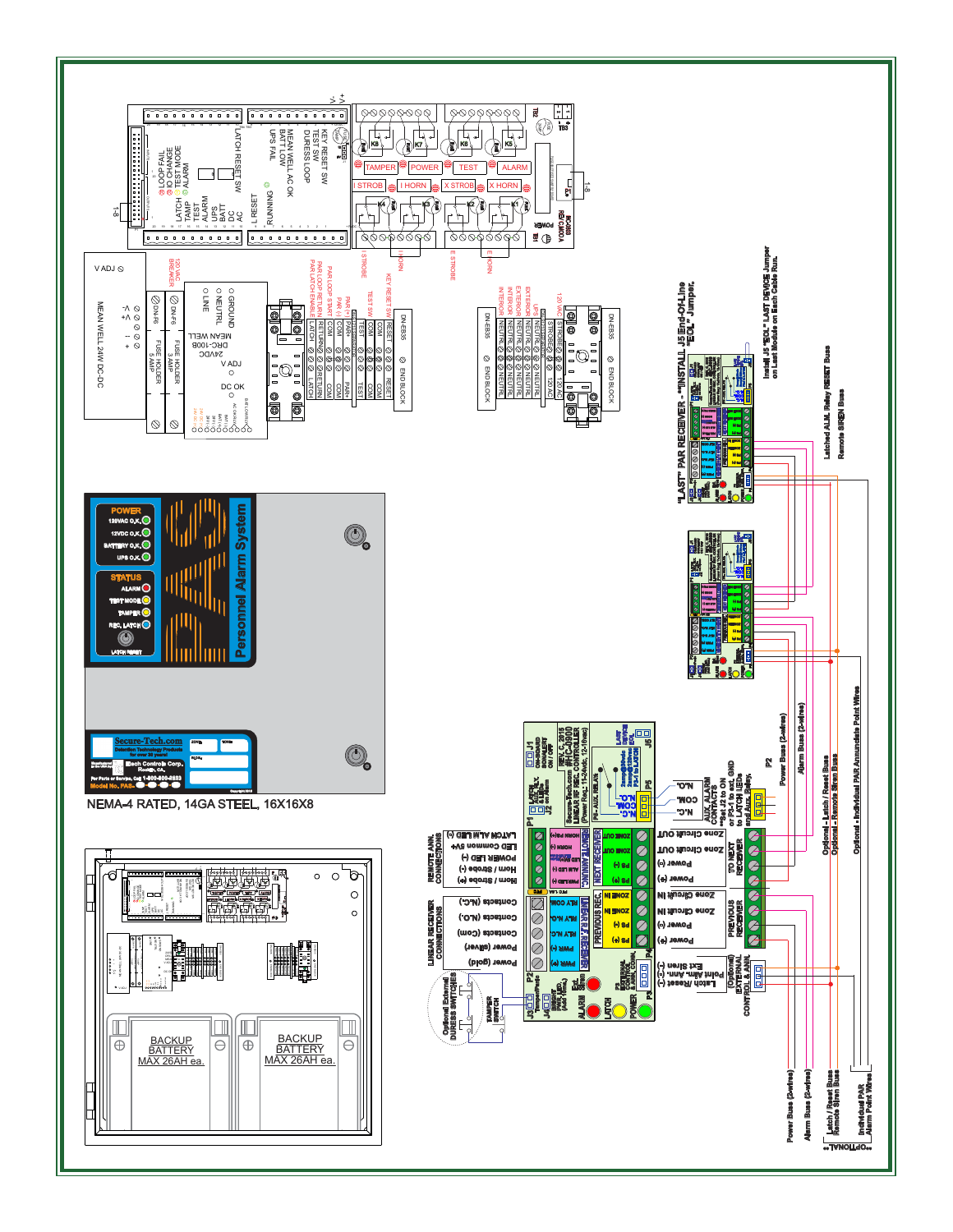NEMA-4 RATED, 14GA STEEL, 16X16X8

BACKUP BATTERY MAX 26AH ea.

BACKUP BATTERY MAX 26AH ea.

Personnel Alarm System

POWER
120VAC O.K.
12VDC O.K.
BATTERY O.K.
UPS O.K.

STATUS
ALARM
TEST MODE
TAMPER
REC. LATCH
LATCH RESET

Secure-Tech.com
Beach Controls Corp.
Model No. PAS-

LOOP FAIL
NO CHANGE
TEST MODE
ALARM
LATCH
TAMP
TEST
ALARM
UPS
BATT
DC
AC
LATCH RESET SW
L RESET
RUNNING
MEAN WELL AC OK
BATT LOW
UPS FAIL
KEY RESET SW
TEST SW
DURESS LOOP

TAMPER
POWER
TEST
ALARM
I STROB
I HORN
X STROB
X HORN
POWER
HC-0803
REV C.MODIA

I STROBE
I HORN
E STROBE
E HORN

V ADJ
MEAN WELL 24W DC-DC
120 VAC BREAKER
DN-F6
FUSE HOLDER 5 AMP
DN-F6
FUSE HOLDER 3 AMP
GROUND
NEUTRL
LINE
MEAN WELL DRC-100B 24VDC
V ADJ
DC OK

PAR LATCH ENABLE
PAR LOOP RETURN
PAR LOOP START
PAR (-)
PAR+
TEST SW
KEY RESET SW
LATCH
RETURN
COM
PAR+
TEST
COM
RESET
DN-EB35
END BLOCK

120 VAC
UPS
EXTERIOR
INTERIOR
STROBE
NEUTRAL
DN-EB35
END BLOCK

LINEAR RECEIVER CONNECTIONS
Power (gold)
Power (silver)
Contacts (Com)
Contacts (N.O.)
Contacts (N.C.)

REMOTE ANN. CONNECTIONS
Horn / Strobe (+)
Horn / Strobe (-)
POWER LED (-)
LED Common 5v+
LATCH ALM LED (-)

Optional External DURESS SWITCHES
TAMPER SWITCH

Latch /Reset (-)
Point Alm. Ann. (-)
Ext Siren (-)
(Optional) EXTERNAL CONTROL & ANN.

Power (+)
Power (-)
Zone Circuit IN
Zone Circuit IN
PREVIOUS RECEIVER

Power (+)
Power (-)
Zone Circuit OUT
Zone Circuit OUT
TO NEXT RECEIVER

AUX ALARM CONTACTS
**Set J2 to ON or P3-1 to ext. GND to LATCH LEDs and Aux. Relay.
N.C.
COM.
N.O.

Secure-Tech.com #HC-0900
LINEAR REC. CONTROLLER
REV. C, 2015
(Power Req: 11-24vdc, 12-18ma)
P6 - AUX. RELAYs
J1 ON-BOARD SOUNDER ON / OFF
J2 LATCH ALM. LEDs & AUX. RELAY ON Alarm
LAST DEVICE EOL
J5
P2
ALARM
LATCH
POWER

Power Buss (2-wires)
Alarm Buss (2-wires)
Optional - Latch / Reset Buss
Optional - Remote Siren Buss
Optional - Individual PAR Annunciate Point Wires

“LAST” PAR RECEIVER - **INSTALL J5 End-Of-Line “EOL” Jumper.
Install J5 “EOL” LAST DEVICE Jumper on Last Module on Each Cable Run.

Latched ALM. Relay RESET Buss
Remote SIREN Buss

**OPTIONAL**
Power Buss (2-wires)
Alarm Buss (2-wires)
Latch / Reset Buss
Remote Siren Buss
Individual PAR Alarm Point Wires